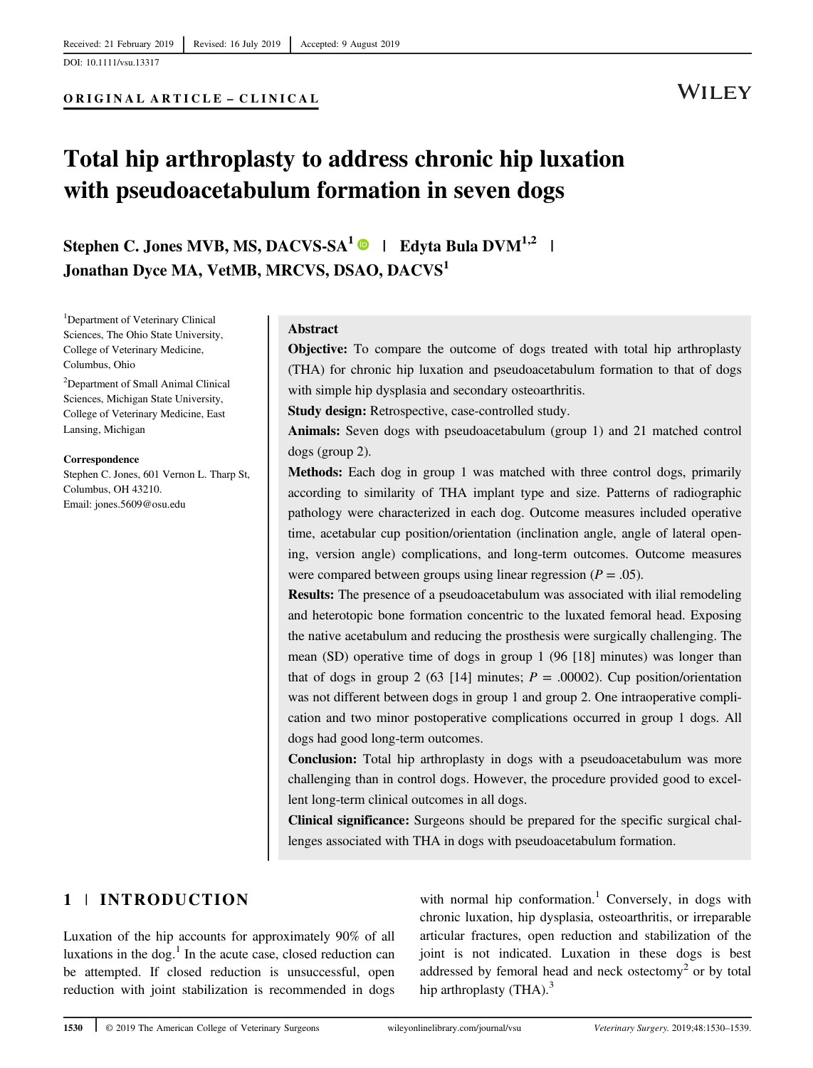Received: 21 February 2019 | Revised: 16 July 2019 | Accepted: 9 August 2019

DOI: 10.1111/vsu.13317

ORIGINAL ARTICLE – CLINICAL

# Total hip arthroplasty to address chronic hip luxation with pseudoacetabulum formation in seven dogs

**Stephen C. Jones MVB, MS, DACVS-SA[1] | Edyta Bula DVM[1,2] | Jonathan Dyce MA, VetMB, MRCVS, DSAO, DACVS[1]**

[1]Department of Veterinary Clinical Sciences, The Ohio State University, College of Veterinary Medicine, Columbus, Ohio

[2]Department of Small Animal Clinical Sciences, Michigan State University, College of Veterinary Medicine, East Lansing, Michigan

**Correspondence**
Stephen C. Jones, 601 Vernon L. Tharp St, Columbus, OH 43210.
Email: jones.5609@osu.edu

## Abstract

**Objective:** To compare the outcome of dogs treated with total hip arthroplasty (THA) for chronic hip luxation and pseudoacetabulum formation to that of dogs with simple hip dysplasia and secondary osteoarthritis.

**Study design:** Retrospective, case-controlled study.

**Animals:** Seven dogs with pseudoacetabulum (group 1) and 21 matched control dogs (group 2).

**Methods:** Each dog in group 1 was matched with three control dogs, primarily according to similarity of THA implant type and size. Patterns of radiographic pathology were characterized in each dog. Outcome measures included operative time, acetabular cup position/orientation (inclination angle, angle of lateral opening, version angle) complications, and long-term outcomes. Outcome measures were compared between groups using linear regression ($P = .05$).

**Results:** The presence of a pseudoacetabulum was associated with ilial remodeling and heterotopic bone formation concentric to the luxated femoral head. Exposing the native acetabulum and reducing the prosthesis were surgically challenging. The mean (SD) operative time of dogs in group 1 (96 [18] minutes) was longer than that of dogs in group 2 (63 [14] minutes; $P = .00002$). Cup position/orientation was not different between dogs in group 1 and group 2. One intraoperative complication and two minor postoperative complications occurred in group 1 dogs. All dogs had good long-term outcomes.

**Conclusion:** Total hip arthroplasty in dogs with a pseudoacetabulum was more challenging than in control dogs. However, the procedure provided good to excellent long-term clinical outcomes in all dogs.

**Clinical significance:** Surgeons should be prepared for the specific surgical challenges associated with THA in dogs with pseudoacetabulum formation.

## 1 | INTRODUCTION

Luxation of the hip accounts for approximately 90% of all luxations in the dog.[1] In the acute case, closed reduction can be attempted. If closed reduction is unsuccessful, open reduction with joint stabilization is recommended in dogs with normal hip conformation.[1] Conversely, in dogs with chronic luxation, hip dysplasia, osteoarthritis, or irreparable articular fractures, open reduction and stabilization of the joint is not indicated. Luxation in these dogs is best addressed by femoral head and neck ostectomy[2] or by total hip arthroplasty (THA).[3]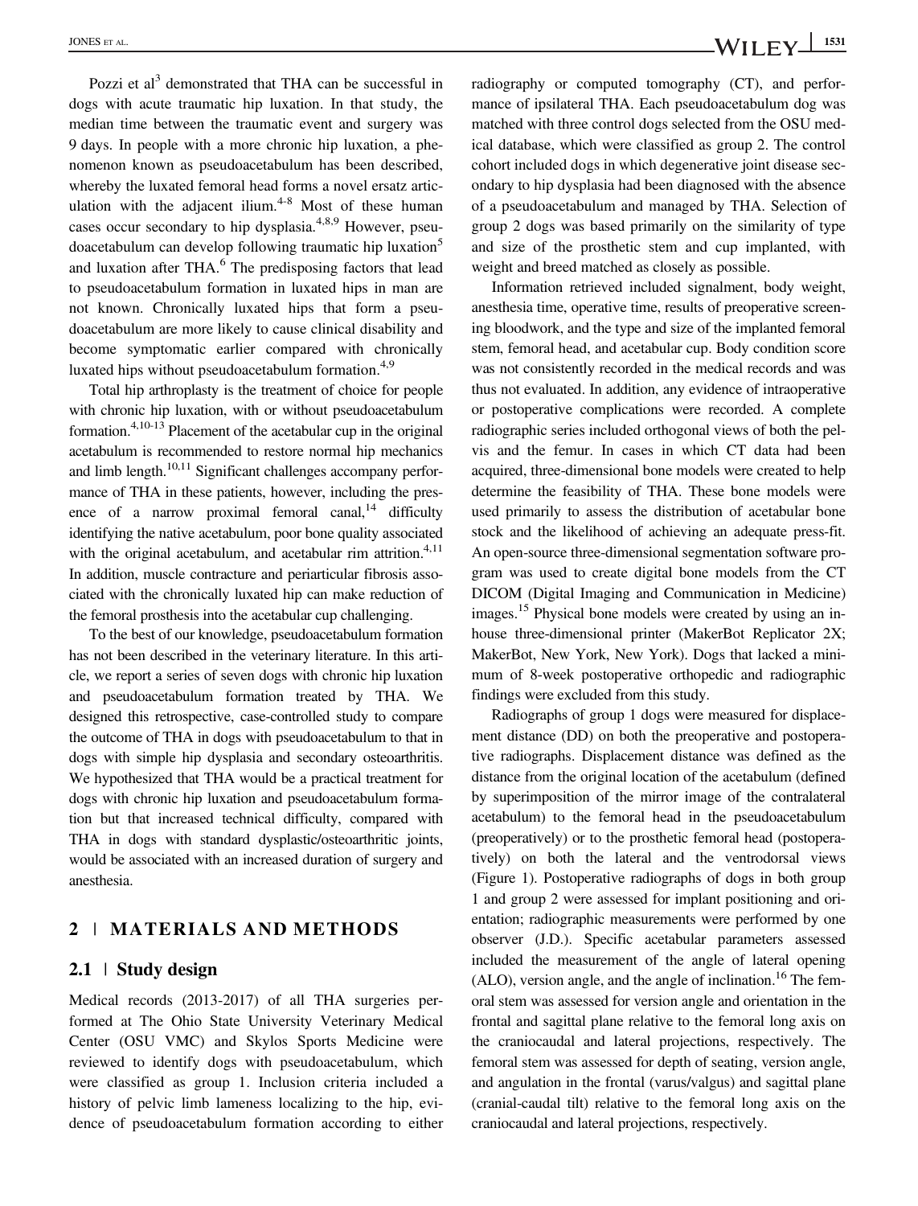Pozzi et al[3] demonstrated that THA can be successful in dogs with acute traumatic hip luxation. In that study, the median time between the traumatic event and surgery was 9 days. In people with a more chronic hip luxation, a phenomenon known as pseudoacetabulum has been described, whereby the luxated femoral head forms a novel ersatz articulation with the adjacent ilium.[4-8] Most of these human cases occur secondary to hip dysplasia.[4,8,9] However, pseudoacetabulum can develop following traumatic hip luxation[5] and luxation after THA.[6] The predisposing factors that lead to pseudoacetabulum formation in luxated hips in man are not known. Chronically luxated hips that form a pseudoacetabulum are more likely to cause clinical disability and become symptomatic earlier compared with chronically luxated hips without pseudoacetabulum formation.[4,9]

Total hip arthroplasty is the treatment of choice for people with chronic hip luxation, with or without pseudoacetabulum formation.[4,10-13] Placement of the acetabular cup in the original acetabulum is recommended to restore normal hip mechanics and limb length.[10,11] Significant challenges accompany performance of THA in these patients, however, including the presence of a narrow proximal femoral canal,[14] difficulty identifying the native acetabulum, poor bone quality associated with the original acetabulum, and acetabular rim attrition.[4,11] In addition, muscle contracture and periarticular fibrosis associated with the chronically luxated hip can make reduction of the femoral prosthesis into the acetabular cup challenging.

To the best of our knowledge, pseudoacetabulum formation has not been described in the veterinary literature. In this article, we report a series of seven dogs with chronic hip luxation and pseudoacetabulum formation treated by THA. We designed this retrospective, case-controlled study to compare the outcome of THA in dogs with pseudoacetabulum to that in dogs with simple hip dysplasia and secondary osteoarthritis. We hypothesized that THA would be a practical treatment for dogs with chronic hip luxation and pseudoacetabulum formation but that increased technical difficulty, compared with THA in dogs with standard dysplastic/osteoarthritic joints, would be associated with an increased duration of surgery and anesthesia.

## 2 | MATERIALS AND METHODS

### 2.1 | Study design

Medical records (2013-2017) of all THA surgeries performed at The Ohio State University Veterinary Medical Center (OSU VMC) and Skylos Sports Medicine were reviewed to identify dogs with pseudoacetabulum, which were classified as group 1. Inclusion criteria included a history of pelvic limb lameness localizing to the hip, evidence of pseudoacetabulum formation according to either radiography or computed tomography (CT), and performance of ipsilateral THA. Each pseudoacetabulum dog was matched with three control dogs selected from the OSU medical database, which were classified as group 2. The control cohort included dogs in which degenerative joint disease secondary to hip dysplasia had been diagnosed with the absence of a pseudoacetabulum and managed by THA. Selection of group 2 dogs was based primarily on the similarity of type and size of the prosthetic stem and cup implanted, with weight and breed matched as closely as possible.

Information retrieved included signalment, body weight, anesthesia time, operative time, results of preoperative screening bloodwork, and the type and size of the implanted femoral stem, femoral head, and acetabular cup. Body condition score was not consistently recorded in the medical records and was thus not evaluated. In addition, any evidence of intraoperative or postoperative complications were recorded. A complete radiographic series included orthogonal views of both the pelvis and the femur. In cases in which CT data had been acquired, three-dimensional bone models were created to help determine the feasibility of THA. These bone models were used primarily to assess the distribution of acetabular bone stock and the likelihood of achieving an adequate press-fit. An open-source three-dimensional segmentation software program was used to create digital bone models from the CT DICOM (Digital Imaging and Communication in Medicine) images.[15] Physical bone models were created by using an in-house three-dimensional printer (MakerBot Replicator 2X; MakerBot, New York, New York). Dogs that lacked a minimum of 8-week postoperative orthopedic and radiographic findings were excluded from this study.

Radiographs of group 1 dogs were measured for displacement distance (DD) on both the preoperative and postoperative radiographs. Displacement distance was defined as the distance from the original location of the acetabulum (defined by superimposition of the mirror image of the contralateral acetabulum) to the femoral head in the pseudoacetabulum (preoperatively) or to the prosthetic femoral head (postoperatively) on both the lateral and the ventrodorsal views (Figure 1). Postoperative radiographs of dogs in both group 1 and group 2 were assessed for implant positioning and orientation; radiographic measurements were performed by one observer (J.D.). Specific acetabular parameters assessed included the measurement of the angle of lateral opening (ALO), version angle, and the angle of inclination.[16] The femoral stem was assessed for version angle and orientation in the frontal and sagittal plane relative to the femoral long axis on the craniocaudal and lateral projections, respectively. The femoral stem was assessed for depth of seating, version angle, and angulation in the frontal (varus/valgus) and sagittal plane (cranial-caudal tilt) relative to the femoral long axis on the craniocaudal and lateral projections, respectively.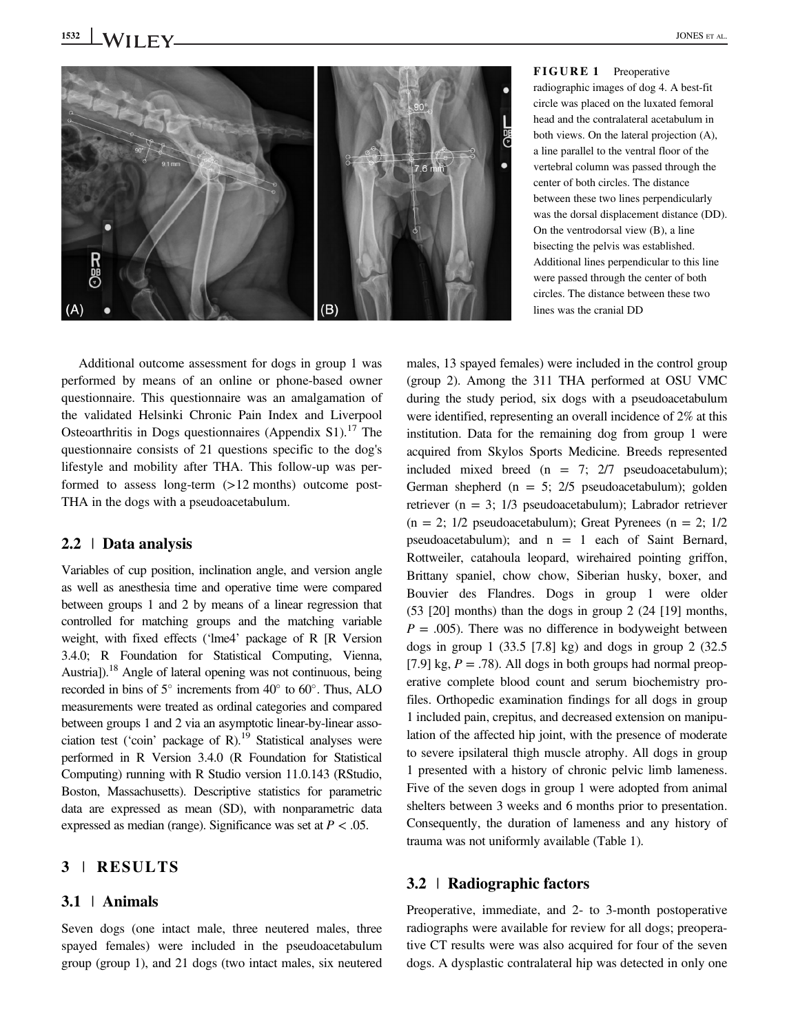FIGURE 1 Preoperative radiographic images of dog 4. A best-fit circle was placed on the luxated femoral head and the contralateral acetabulum in both views. On the lateral projection (A), a line parallel to the ventral floor of the vertebral column was passed through the center of both circles. The distance between these two lines perpendicularly was the dorsal displacement distance (DD). On the ventrodorsal view (B), a line bisecting the pelvis was established. Additional lines perpendicular to this line were passed through the center of both circles. The distance between these two lines was the cranial DD

Additional outcome assessment for dogs in group 1 was performed by means of an online or phone-based owner questionnaire. This questionnaire was an amalgamation of the validated Helsinki Chronic Pain Index and Liverpool Osteoarthritis in Dogs questionnaires (Appendix S1).[17] The questionnaire consists of 21 questions specific to the dog's lifestyle and mobility after THA. This follow-up was performed to assess long-term (>12 months) outcome post-THA in the dogs with a pseudoacetabulum.

## 2.2 | Data analysis

Variables of cup position, inclination angle, and version angle as well as anesthesia time and operative time were compared between groups 1 and 2 by means of a linear regression that controlled for matching groups and the matching variable weight, with fixed effects ('lme4' package of R [R Version 3.4.0; R Foundation for Statistical Computing, Vienna, Austria]).[18] Angle of lateral opening was not continuous, being recorded in bins of 5° increments from 40° to 60°. Thus, ALO measurements were treated as ordinal categories and compared between groups 1 and 2 via an asymptotic linear-by-linear association test ('coin' package of R).[19] Statistical analyses were performed in R Version 3.4.0 (R Foundation for Statistical Computing) running with R Studio version 11.0.143 (RStudio, Boston, Massachusetts). Descriptive statistics for parametric data are expressed as mean (SD), with nonparametric data expressed as median (range). Significance was set at $P < .05$.

# 3 | RESULTS

## 3.1 | Animals

Seven dogs (one intact male, three neutered males, three spayed females) were included in the pseudoacetabulum group (group 1), and 21 dogs (two intact males, six neutered males, 13 spayed females) were included in the control group (group 2). Among the 311 THA performed at OSU VMC during the study period, six dogs with a pseudoacetabulum were identified, representing an overall incidence of 2% at this institution. Data for the remaining dog from group 1 were acquired from Skylos Sports Medicine. Breeds represented included mixed breed (n = 7; 2/7 pseudoacetabulum); German shepherd (n = 5; 2/5 pseudoacetabulum); golden retriever (n = 3; 1/3 pseudoacetabulum); Labrador retriever (n = 2; 1/2 pseudoacetabulum); Great Pyrenees (n = 2; 1/2 pseudoacetabulum); and n = 1 each of Saint Bernard, Rottweiler, catahoula leopard, wirehaired pointing griffon, Brittany spaniel, chow chow, Siberian husky, boxer, and Bouvier des Flandres. Dogs in group 1 were older (53 [20] months) than the dogs in group 2 (24 [19] months, $P = .005$). There was no difference in bodyweight between dogs in group 1 (33.5 [7.8] kg) and dogs in group 2 (32.5 [7.9] kg, $P = .78$). All dogs in both groups had normal preoperative complete blood count and serum biochemistry profiles. Orthopedic examination findings for all dogs in group 1 included pain, crepitus, and decreased extension on manipulation of the affected hip joint, with the presence of moderate to severe ipsilateral thigh muscle atrophy. All dogs in group 1 presented with a history of chronic pelvic limb lameness. Five of the seven dogs in group 1 were adopted from animal shelters between 3 weeks and 6 months prior to presentation. Consequently, the duration of lameness and any history of trauma was not uniformly available (Table 1).

## 3.2 | Radiographic factors

Preoperative, immediate, and 2- to 3-month postoperative radiographs were available for review for all dogs; preoperative CT results were was also acquired for four of the seven dogs. A dysplastic contralateral hip was detected in only one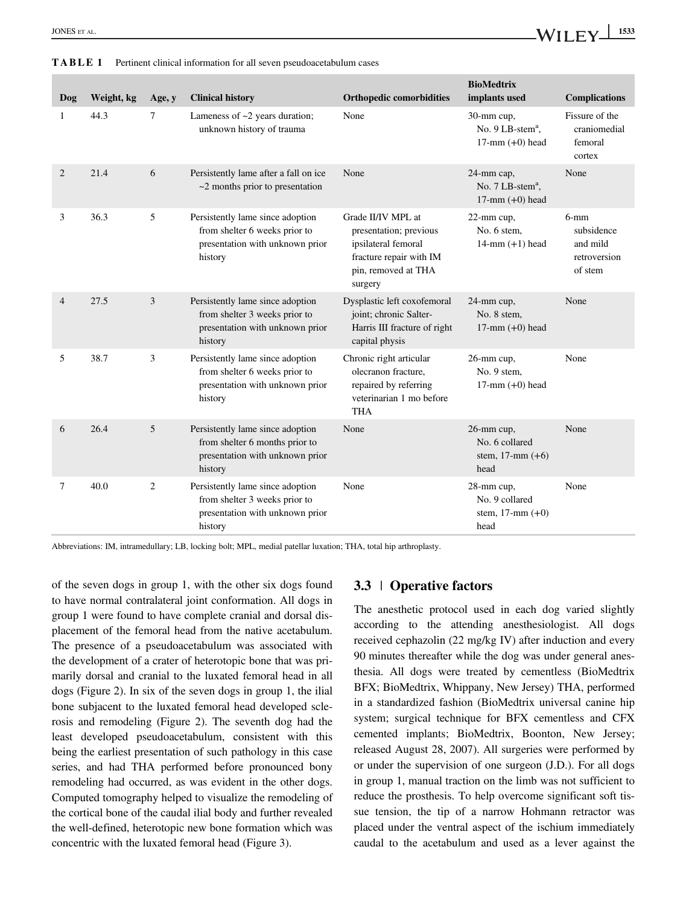**TABLE 1** Pertinent clinical information for all seven pseudoacetabulum cases

| Dog | Weight, kg | Age, y | Clinical history | Orthopedic comorbidities | BioMedtrix implants used | Complications |
|---|---|---|---|---|---|---|
| 1 | 44.3 | 7 | Lameness of ~2 years duration; unknown history of trauma | None | 30-mm cup, No. 9 LB-stem[a], 17-mm (+0) head | Fissure of the craniomedial femoral cortex |
| 2 | 21.4 | 6 | Persistently lame after a fall on ice ~2 months prior to presentation | None | 24-mm cap, No. 7 LB-stem[a], 17-mm (+0) head | None |
| 3 | 36.3 | 5 | Persistently lame since adoption from shelter 6 weeks prior to presentation with unknown prior history | Grade II/IV MPL at presentation; previous ipsilateral femoral fracture repair with IM pin, removed at THA surgery | 22-mm cup, No. 6 stem, 14-mm (+1) head | 6-mm subsidence and mild retroversion of stem |
| 4 | 27.5 | 3 | Persistently lame since adoption from shelter 3 weeks prior to presentation with unknown prior history | Dysplastic left coxofemoral joint; chronic Salter-Harris III fracture of right capital physis | 24-mm cup, No. 8 stem, 17-mm (+0) head | None |
| 5 | 38.7 | 3 | Persistently lame since adoption from shelter 6 weeks prior to presentation with unknown prior history | Chronic right articular olecranon fracture, repaired by referring veterinarian 1 mo before THA | 26-mm cup, No. 9 stem, 17-mm (+0) head | None |
| 6 | 26.4 | 5 | Persistently lame since adoption from shelter 6 months prior to presentation with unknown prior history | None | 26-mm cup, No. 6 collared stem, 17-mm (+6) head | None |
| 7 | 40.0 | 2 | Persistently lame since adoption from shelter 3 weeks prior to presentation with unknown prior history | None | 28-mm cup, No. 9 collared stem, 17-mm (+0) head | None |

Abbreviations: IM, intramedullary; LB, locking bolt; MPL, medial patellar luxation; THA, total hip arthroplasty.

of the seven dogs in group 1, with the other six dogs found to have normal contralateral joint conformation. All dogs in group 1 were found to have complete cranial and dorsal displacement of the femoral head from the native acetabulum. The presence of a pseudoacetabulum was associated with the development of a crater of heterotopic bone that was primarily dorsal and cranial to the luxated femoral head in all dogs (Figure 2). In six of the seven dogs in group 1, the ilial bone subjacent to the luxated femoral head developed sclerosis and remodeling (Figure 2). The seventh dog had the least developed pseudoacetabulum, consistent with this being the earliest presentation of such pathology in this case series, and had THA performed before pronounced bony remodeling had occurred, as was evident in the other dogs. Computed tomography helped to visualize the remodeling of the cortical bone of the caudal ilial body and further revealed the well-defined, heterotopic new bone formation which was concentric with the luxated femoral head (Figure 3).

### 3.3 | Operative factors

The anesthetic protocol used in each dog varied slightly according to the attending anesthesiologist. All dogs received cephazolin (22 mg/kg IV) after induction and every 90 minutes thereafter while the dog was under general anesthesia. All dogs were treated by cementless (BioMedtrix BFX; BioMedtrix, Whippany, New Jersey) THA, performed in a standardized fashion (BioMedtrix universal canine hip system; surgical technique for BFX cementless and CFX cemented implants; BioMedtrix, Boonton, New Jersey; released August 28, 2007). All surgeries were performed by or under the supervision of one surgeon (J.D.). For all dogs in group 1, manual traction on the limb was not sufficient to reduce the prosthesis. To help overcome significant soft tissue tension, the tip of a narrow Hohmann retractor was placed under the ventral aspect of the ischium immediately caudal to the acetabulum and used as a lever against the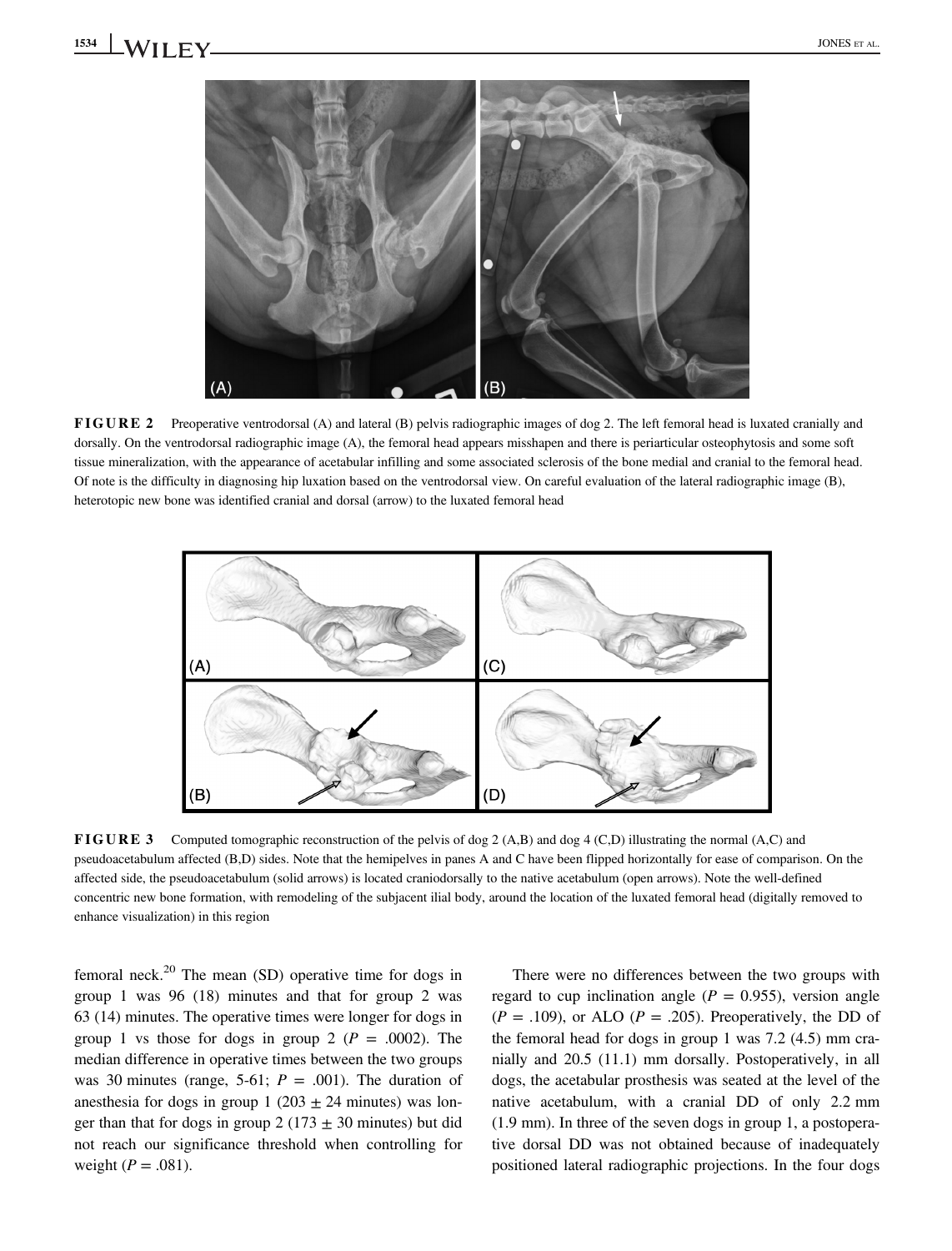**FIGURE 2** Preoperative ventrodorsal (A) and lateral (B) pelvis radiographic images of dog 2. The left femoral head is luxated cranially and dorsally. On the ventrodorsal radiographic image (A), the femoral head appears misshapen and there is periarticular osteophytosis and some soft tissue mineralization, with the appearance of acetabular infilling and some associated sclerosis of the bone medial and cranial to the femoral head. Of note is the difficulty in diagnosing hip luxation based on the ventrodorsal view. On careful evaluation of the lateral radiographic image (B), heterotopic new bone was identified cranial and dorsal (arrow) to the luxated femoral head

**FIGURE 3** Computed tomographic reconstruction of the pelvis of dog 2 (A,B) and dog 4 (C,D) illustrating the normal (A,C) and pseudoacetabulum affected (B,D) sides. Note that the hemipelves in panes A and C have been flipped horizontally for ease of comparison. On the affected side, the pseudoacetabulum (solid arrows) is located craniodorsally to the native acetabulum (open arrows). Note the well-defined concentric new bone formation, with remodeling of the subjacent ilial body, around the location of the luxated femoral head (digitally removed to enhance visualization) in this region

femoral neck.[20] The mean (SD) operative time for dogs in group 1 was 96 (18) minutes and that for group 2 was 63 (14) minutes. The operative times were longer for dogs in group 1 vs those for dogs in group 2 ($P = .0002$). The median difference in operative times between the two groups was 30 minutes (range, 5-61; $P = .001$). The duration of anesthesia for dogs in group 1 ($203 \pm 24$ minutes) was longer than that for dogs in group 2 ($173 \pm 30$ minutes) but did not reach our significance threshold when controlling for weight ($P = .081$).

There were no differences between the two groups with regard to cup inclination angle ($P = 0.955$), version angle ($P = .109$), or ALO ($P = .205$). Preoperatively, the DD of the femoral head for dogs in group 1 was 7.2 (4.5) mm cranially and 20.5 (11.1) mm dorsally. Postoperatively, in all dogs, the acetabular prosthesis was seated at the level of the native acetabulum, with a cranial DD of only 2.2 mm (1.9 mm). In three of the seven dogs in group 1, a postoperative dorsal DD was not obtained because of inadequately positioned lateral radiographic projections. In the four dogs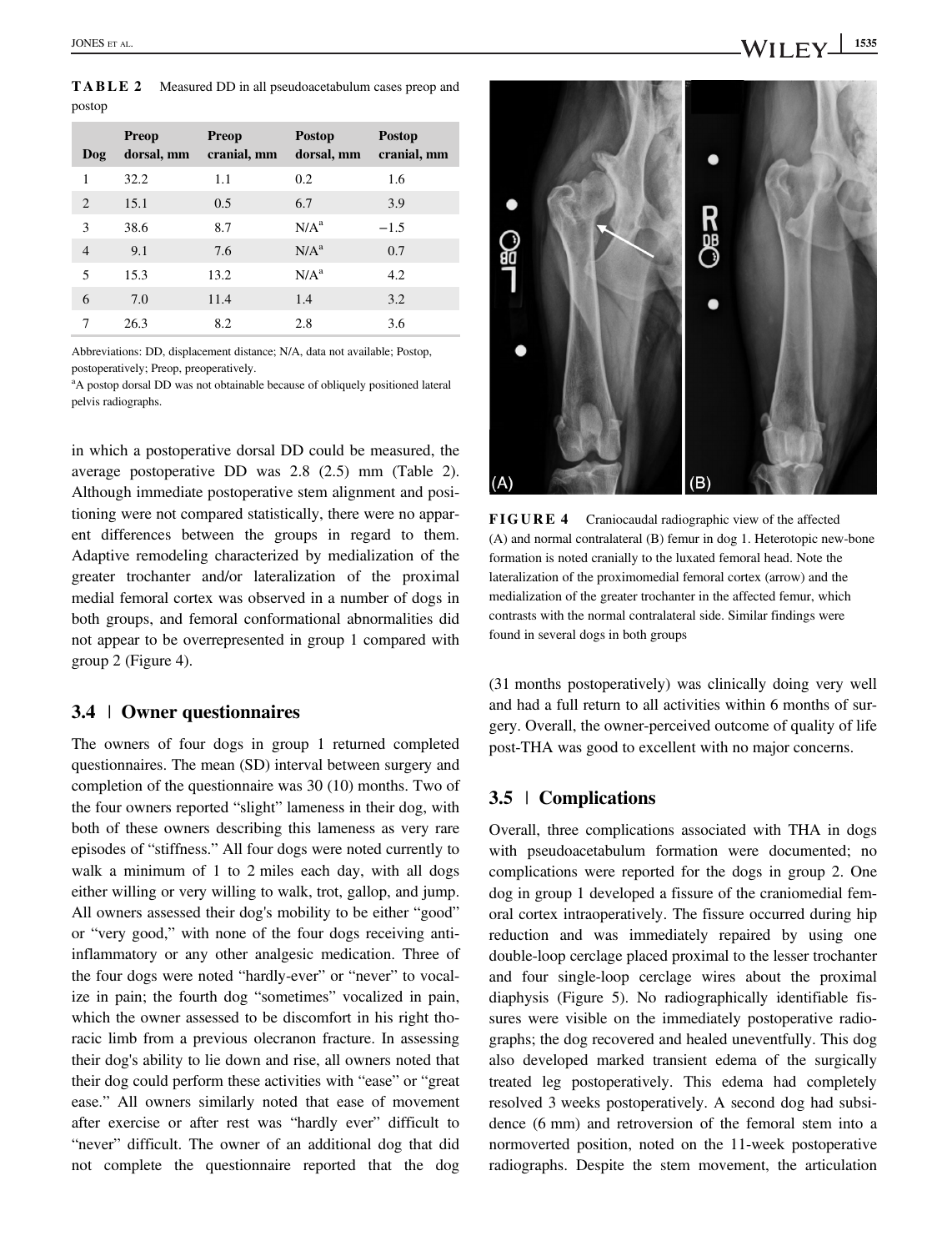**TABLE 2** Measured DD in all pseudoacetabulum cases preop and postop

| Dog | Preop dorsal, mm | Preop cranial, mm | Postop dorsal, mm | Postop cranial, mm |
|---|---|---|---|---|
| 1 | 32.2 | 1.1 | 0.2 | 1.6 |
| 2 | 15.1 | 0.5 | 6.7 | 3.9 |
| 3 | 38.6 | 8.7 | N/A[a] | −1.5 |
| 4 | 9.1 | 7.6 | N/A[a] | 0.7 |
| 5 | 15.3 | 13.2 | N/A[a] | 4.2 |
| 6 | 7.0 | 11.4 | 1.4 | 3.2 |
| 7 | 26.3 | 8.2 | 2.8 | 3.6 |

Abbreviations: DD, displacement distance; N/A, data not available; Postop, postoperatively; Preop, preoperatively.

[a]A postop dorsal DD was not obtainable because of obliquely positioned lateral pelvis radiographs.

in which a postoperative dorsal DD could be measured, the average postoperative DD was 2.8 (2.5) mm (Table 2). Although immediate postoperative stem alignment and positioning were not compared statistically, there were no apparent differences between the groups in regard to them. Adaptive remodeling characterized by medialization of the greater trochanter and/or lateralization of the proximal medial femoral cortex was observed in a number of dogs in both groups, and femoral conformational abnormalities did not appear to be overrepresented in group 1 compared with group 2 (Figure 4).

**FIGURE 4** Craniocaudal radiographic view of the affected (A) and normal contralateral (B) femur in dog 1. Heterotopic new-bone formation is noted cranially to the luxated femoral head. Note the lateralization of the proximomedial femoral cortex (arrow) and the medialization of the greater trochanter in the affected femur, which contrasts with the normal contralateral side. Similar findings were found in several dogs in both groups

### 3.4 | Owner questionnaires

The owners of four dogs in group 1 returned completed questionnaires. The mean (SD) interval between surgery and completion of the questionnaire was 30 (10) months. Two of the four owners reported "slight" lameness in their dog, with both of these owners describing this lameness as very rare episodes of "stiffness." All four dogs were noted currently to walk a minimum of 1 to 2 miles each day, with all dogs either willing or very willing to walk, trot, gallop, and jump. All owners assessed their dog's mobility to be either "good" or "very good," with none of the four dogs receiving anti-inflammatory or any other analgesic medication. Three of the four dogs were noted "hardly-ever" or "never" to vocalize in pain; the fourth dog "sometimes" vocalized in pain, which the owner assessed to be discomfort in his right thoracic limb from a previous olecranon fracture. In assessing their dog's ability to lie down and rise, all owners noted that their dog could perform these activities with "ease" or "great ease." All owners similarly noted that ease of movement after exercise or after rest was "hardly ever" difficult to "never" difficult. The owner of an additional dog that did not complete the questionnaire reported that the dog (31 months postoperatively) was clinically doing very well and had a full return to all activities within 6 months of surgery. Overall, the owner-perceived outcome of quality of life post-THA was good to excellent with no major concerns.

### 3.5 | Complications

Overall, three complications associated with THA in dogs with pseudoacetabulum formation were documented; no complications were reported for the dogs in group 2. One dog in group 1 developed a fissure of the craniomedial femoral cortex intraoperatively. The fissure occurred during hip reduction and was immediately repaired by using one double-loop cerclage placed proximal to the lesser trochanter and four single-loop cerclage wires about the proximal diaphysis (Figure 5). No radiographically identifiable fissures were visible on the immediately postoperative radiographs; the dog recovered and healed uneventfully. This dog also developed marked transient edema of the surgically treated leg postoperatively. This edema had completely resolved 3 weeks postoperatively. A second dog had subsidence (6 mm) and retroversion of the femoral stem into a normoverted position, noted on the 11-week postoperative radiographs. Despite the stem movement, the articulation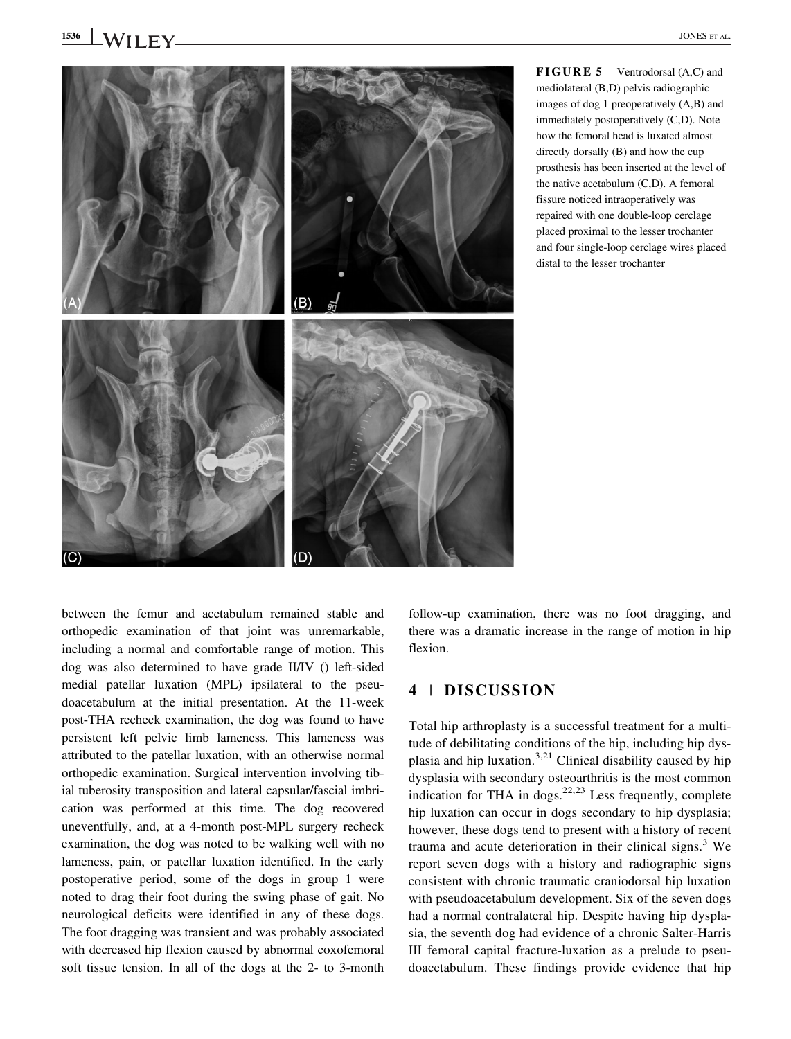FIGURE 5 Ventrodorsal (A,C) and mediolateral (B,D) pelvis radiographic images of dog 1 preoperatively (A,B) and immediately postoperatively (C,D). Note how the femoral head is luxated almost directly dorsally (B) and how the cup prosthesis has been inserted at the level of the native acetabulum (C,D). A femoral fissure noticed intraoperatively was repaired with one double-loop cerclage placed proximal to the lesser trochanter and four single-loop cerclage wires placed distal to the lesser trochanter

between the femur and acetabulum remained stable and orthopedic examination of that joint was unremarkable, including a normal and comfortable range of motion. This dog was also determined to have grade II/IV () left-sided medial patellar luxation (MPL) ipsilateral to the pseudoacetabulum at the initial presentation. At the 11-week post-THA recheck examination, the dog was found to have persistent left pelvic limb lameness. This lameness was attributed to the patellar luxation, with an otherwise normal orthopedic examination. Surgical intervention involving tibial tuberosity transposition and lateral capsular/fascial imbrication was performed at this time. The dog recovered uneventfully, and, at a 4-month post-MPL surgery recheck examination, the dog was noted to be walking well with no lameness, pain, or patellar luxation identified. In the early postoperative period, some of the dogs in group 1 were noted to drag their foot during the swing phase of gait. No neurological deficits were identified in any of these dogs. The foot dragging was transient and was probably associated with decreased hip flexion caused by abnormal coxofemoral soft tissue tension. In all of the dogs at the 2- to 3-month follow-up examination, there was no foot dragging, and there was a dramatic increase in the range of motion in hip flexion.

## 4 | DISCUSSION

Total hip arthroplasty is a successful treatment for a multitude of debilitating conditions of the hip, including hip dysplasia and hip luxation.[3,21] Clinical disability caused by hip dysplasia with secondary osteoarthritis is the most common indication for THA in dogs.[22,23] Less frequently, complete hip luxation can occur in dogs secondary to hip dysplasia; however, these dogs tend to present with a history of recent trauma and acute deterioration in their clinical signs.[3] We report seven dogs with a history and radiographic signs consistent with chronic traumatic craniodorsal hip luxation with pseudoacetabulum development. Six of the seven dogs had a normal contralateral hip. Despite having hip dysplasia, the seventh dog had evidence of a chronic Salter-Harris III femoral capital fracture-luxation as a prelude to pseudoacetabulum. These findings provide evidence that hip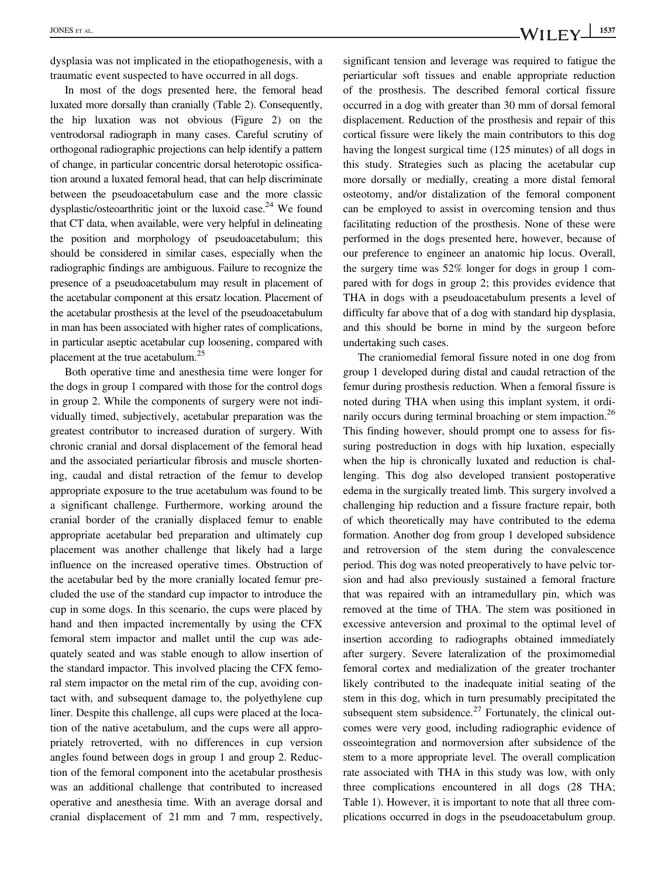dysplasia was not implicated in the etiopathogenesis, with a traumatic event suspected to have occurred in all dogs.

In most of the dogs presented here, the femoral head luxated more dorsally than cranially (Table 2). Consequently, the hip luxation was not obvious (Figure 2) on the ventrodorsal radiograph in many cases. Careful scrutiny of orthogonal radiographic projections can help identify a pattern of change, in particular concentric dorsal heterotopic ossification around a luxated femoral head, that can help discriminate between the pseudoacetabulum case and the more classic dysplastic/osteoarthritic joint or the luxoid case.[24] We found that CT data, when available, were very helpful in delineating the position and morphology of pseudoacetabulum; this should be considered in similar cases, especially when the radiographic findings are ambiguous. Failure to recognize the presence of a pseudoacetabulum may result in placement of the acetabular component at this ersatz location. Placement of the acetabular prosthesis at the level of the pseudoacetabulum in man has been associated with higher rates of complications, in particular aseptic acetabular cup loosening, compared with placement at the true acetabulum.[25]

Both operative time and anesthesia time were longer for the dogs in group 1 compared with those for the control dogs in group 2. While the components of surgery were not individually timed, subjectively, acetabular preparation was the greatest contributor to increased duration of surgery. With chronic cranial and dorsal displacement of the femoral head and the associated periarticular fibrosis and muscle shortening, caudal and distal retraction of the femur to develop appropriate exposure to the true acetabulum was found to be a significant challenge. Furthermore, working around the cranial border of the cranially displaced femur to enable appropriate acetabular bed preparation and ultimately cup placement was another challenge that likely had a large influence on the increased operative times. Obstruction of the acetabular bed by the more cranially located femur precluded the use of the standard cup impactor to introduce the cup in some dogs. In this scenario, the cups were placed by hand and then impacted incrementally by using the CFX femoral stem impactor and mallet until the cup was adequately seated and was stable enough to allow insertion of the standard impactor. This involved placing the CFX femoral stem impactor on the metal rim of the cup, avoiding contact with, and subsequent damage to, the polyethylene cup liner. Despite this challenge, all cups were placed at the location of the native acetabulum, and the cups were all appropriately retroverted, with no differences in cup version angles found between dogs in group 1 and group 2. Reduction of the femoral component into the acetabular prosthesis was an additional challenge that contributed to increased operative and anesthesia time. With an average dorsal and cranial displacement of 21 mm and 7 mm, respectively, significant tension and leverage was required to fatigue the periarticular soft tissues and enable appropriate reduction of the prosthesis. The described femoral cortical fissure occurred in a dog with greater than 30 mm of dorsal femoral displacement. Reduction of the prosthesis and repair of this cortical fissure were likely the main contributors to this dog having the longest surgical time (125 minutes) of all dogs in this study. Strategies such as placing the acetabular cup more dorsally or medially, creating a more distal femoral osteotomy, and/or distalization of the femoral component can be employed to assist in overcoming tension and thus facilitating reduction of the prosthesis. None of these were performed in the dogs presented here, however, because of our preference to engineer an anatomic hip locus. Overall, the surgery time was 52% longer for dogs in group 1 compared with for dogs in group 2; this provides evidence that THA in dogs with a pseudoacetabulum presents a level of difficulty far above that of a dog with standard hip dysplasia, and this should be borne in mind by the surgeon before undertaking such cases.

The craniomedial femoral fissure noted in one dog from group 1 developed during distal and caudal retraction of the femur during prosthesis reduction. When a femoral fissure is noted during THA when using this implant system, it ordinarily occurs during terminal broaching or stem impaction.[26] This finding however, should prompt one to assess for fissuring postreduction in dogs with hip luxation, especially when the hip is chronically luxated and reduction is challenging. This dog also developed transient postoperative edema in the surgically treated limb. This surgery involved a challenging hip reduction and a fissure fracture repair, both of which theoretically may have contributed to the edema formation. Another dog from group 1 developed subsidence and retroversion of the stem during the convalescence period. This dog was noted preoperatively to have pelvic torsion and had also previously sustained a femoral fracture that was repaired with an intramedullary pin, which was removed at the time of THA. The stem was positioned in excessive anteversion and proximal to the optimal level of insertion according to radiographs obtained immediately after surgery. Severe lateralization of the proximomedial femoral cortex and medialization of the greater trochanter likely contributed to the inadequate initial seating of the stem in this dog, which in turn presumably precipitated the subsequent stem subsidence.[27] Fortunately, the clinical outcomes were very good, including radiographic evidence of osseointegration and normoversion after subsidence of the stem to a more appropriate level. The overall complication rate associated with THA in this study was low, with only three complications encountered in all dogs (28 THA; Table 1). However, it is important to note that all three complications occurred in dogs in the pseudoacetabulum group.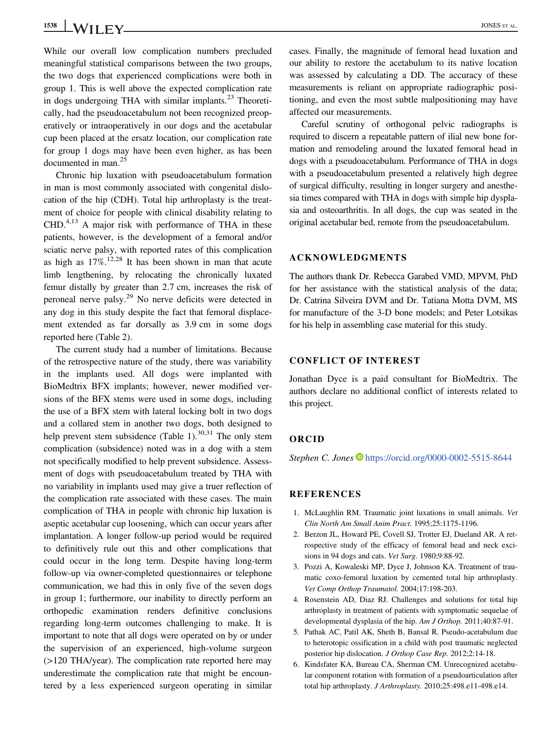While our overall low complication numbers precluded meaningful statistical comparisons between the two groups, the two dogs that experienced complications were both in group 1. This is well above the expected complication rate in dogs undergoing THA with similar implants.[23] Theoretically, had the pseudoacetabulum not been recognized preoperatively or intraoperatively in our dogs and the acetabular cup been placed at the ersatz location, our complication rate for group 1 dogs may have been even higher, as has been documented in man.[25]

Chronic hip luxation with pseudoacetabulum formation in man is most commonly associated with congenital dislocation of the hip (CDH). Total hip arthroplasty is the treatment of choice for people with clinical disability relating to CHD.[4,13] A major risk with performance of THA in these patients, however, is the development of a femoral and/or sciatic nerve palsy, with reported rates of this complication as high as 17%.[12,28] It has been shown in man that acute limb lengthening, by relocating the chronically luxated femur distally by greater than 2.7 cm, increases the risk of peroneal nerve palsy.[29] No nerve deficits were detected in any dog in this study despite the fact that femoral displacement extended as far dorsally as 3.9 cm in some dogs reported here (Table 2).

The current study had a number of limitations. Because of the retrospective nature of the study, there was variability in the implants used. All dogs were implanted with BioMedtrix BFX implants; however, newer modified versions of the BFX stems were used in some dogs, including the use of a BFX stem with lateral locking bolt in two dogs and a collared stem in another two dogs, both designed to help prevent stem subsidence (Table 1).[30,31] The only stem complication (subsidence) noted was in a dog with a stem not specifically modified to help prevent subsidence. Assessment of dogs with pseudoacetabulum treated by THA with no variability in implants used may give a truer reflection of the complication rate associated with these cases. The main complication of THA in people with chronic hip luxation is aseptic acetabular cup loosening, which can occur years after implantation. A longer follow-up period would be required to definitively rule out this and other complications that could occur in the long term. Despite having long-term follow-up via owner-completed questionnaires or telephone communication, we had this in only five of the seven dogs in group 1; furthermore, our inability to directly perform an orthopedic examination renders definitive conclusions regarding long-term outcomes challenging to make. It is important to note that all dogs were operated on by or under the supervision of an experienced, high-volume surgeon (>120 THA/year). The complication rate reported here may underestimate the complication rate that might be encountered by a less experienced surgeon operating in similar cases. Finally, the magnitude of femoral head luxation and our ability to restore the acetabulum to its native location was assessed by calculating a DD. The accuracy of these measurements is reliant on appropriate radiographic positioning, and even the most subtle malpositioning may have affected our measurements.

Careful scrutiny of orthogonal pelvic radiographs is required to discern a repeatable pattern of ilial new bone formation and remodeling around the luxated femoral head in dogs with a pseudoacetabulum. Performance of THA in dogs with a pseudoacetabulum presented a relatively high degree of surgical difficulty, resulting in longer surgery and anesthesia times compared with THA in dogs with simple hip dysplasia and osteoarthritis. In all dogs, the cup was seated in the original acetabular bed, remote from the pseudoacetabulum.

## ACKNOWLEDGMENTS

The authors thank Dr. Rebecca Garabed VMD, MPVM, PhD for her assistance with the statistical analysis of the data; Dr. Catrina Silveira DVM and Dr. Tatiana Motta DVM, MS for manufacture of the 3-D bone models; and Peter Lotsikas for his help in assembling case material for this study.

## CONFLICT OF INTEREST

Jonathan Dyce is a paid consultant for BioMedtrix. The authors declare no additional conflict of interests related to this project.

## ORCID

*Stephen C. Jones* https://orcid.org/0000-0002-5515-8644

## REFERENCES

1. McLaughlin RM. Traumatic joint luxations in small animals. *Vet Clin North Am Small Anim Pract.* 1995;25:1175-1196.
2. Berzon JL, Howard PE, Covell SJ, Trotter EJ, Dueland AR. A retrospective study of the efficacy of femoral head and neck excisions in 94 dogs and cats. *Vet Surg.* 1980;9:88-92.
3. Pozzi A, Kowaleski MP, Dyce J, Johnson KA. Treatment of traumatic coxo-femoral luxation by cemented total hip arthroplasty. *Vet Comp Orthop Traumatol.* 2004;17:198-203.
4. Rosenstein AD, Diaz RJ. Challenges and solutions for total hip arthroplasty in treatment of patients with symptomatic sequelae of developmental dysplasia of the hip. *Am J Orthop.* 2011;40:87-91.
5. Pathak AC, Patil AK, Sheth B, Bansal R. Pseudo-acetabulum due to heterotopic ossification in a child with post traumatic neglected posterior hip dislocation. *J Orthop Case Rep.* 2012;2:14-18.
6. Kindsfater KA, Bureau CA, Sherman CM. Unrecognized acetabular component rotation with formation of a pseudoarticulation after total hip arthroplasty. *J Arthroplasty.* 2010;25:498.e11-498.e14.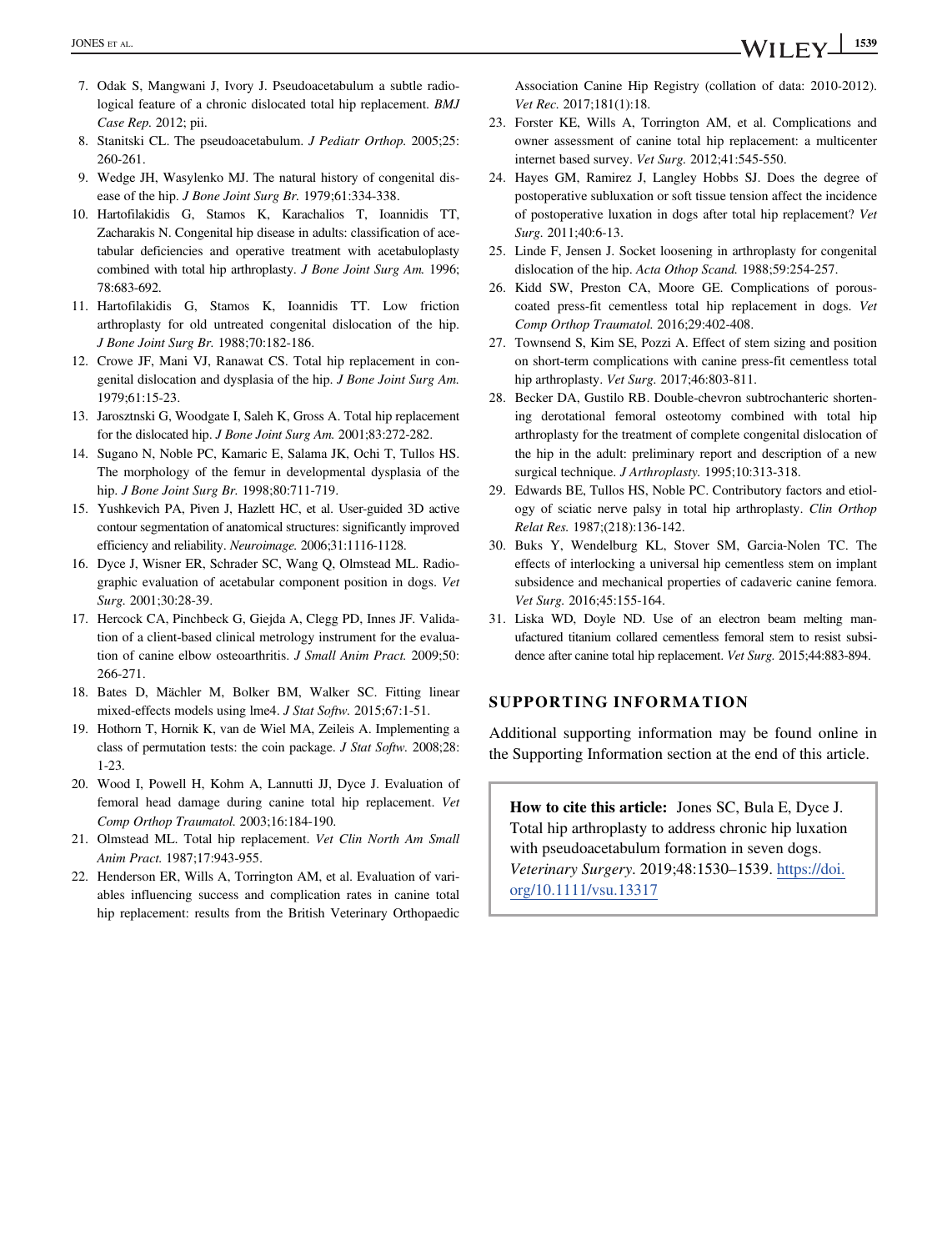7. Odak S, Mangwani J, Ivory J. Pseudoacetabulum a subtle radiological feature of a chronic dislocated total hip replacement. *BMJ Case Rep.* 2012; pii.
8. Stanitski CL. The pseudoacetabulum. *J Pediatr Orthop.* 2005;25: 260-261.
9. Wedge JH, Wasylenko MJ. The natural history of congenital disease of the hip. *J Bone Joint Surg Br.* 1979;61:334-338.
10. Hartofilakidis G, Stamos K, Karachalios T, Ioannidis TT, Zacharakis N. Congenital hip disease in adults: classification of acetabular deficiencies and operative treatment with acetabuloplasty combined with total hip arthroplasty. *J Bone Joint Surg Am.* 1996; 78:683-692.
11. Hartofilakidis G, Stamos K, Ioannidis TT. Low friction arthroplasty for old untreated congenital dislocation of the hip. *J Bone Joint Surg Br.* 1988;70:182-186.
12. Crowe JF, Mani VJ, Ranawat CS. Total hip replacement in congenital dislocation and dysplasia of the hip. *J Bone Joint Surg Am.* 1979;61:15-23.
13. Jarosztnski G, Woodgate I, Saleh K, Gross A. Total hip replacement for the dislocated hip. *J Bone Joint Surg Am.* 2001;83:272-282.
14. Sugano N, Noble PC, Kamaric E, Salama JK, Ochi T, Tullos HS. The morphology of the femur in developmental dysplasia of the hip. *J Bone Joint Surg Br.* 1998;80:711-719.
15. Yushkevich PA, Piven J, Hazlett HC, et al. User-guided 3D active contour segmentation of anatomical structures: significantly improved efficiency and reliability. *Neuroimage.* 2006;31:1116-1128.
16. Dyce J, Wisner ER, Schrader SC, Wang Q, Olmstead ML. Radiographic evaluation of acetabular component position in dogs. *Vet Surg.* 2001;30:28-39.
17. Hercock CA, Pinchbeck G, Giejda A, Clegg PD, Innes JF. Validation of a client-based clinical metrology instrument for the evaluation of canine elbow osteoarthritis. *J Small Anim Pract.* 2009;50: 266-271.
18. Bates D, Mächler M, Bolker BM, Walker SC. Fitting linear mixed-effects models using lme4. *J Stat Softw.* 2015;67:1-51.
19. Hothorn T, Hornik K, van de Wiel MA, Zeileis A. Implementing a class of permutation tests: the coin package. *J Stat Softw.* 2008;28: 1-23.
20. Wood I, Powell H, Kohm A, Lannutti JJ, Dyce J. Evaluation of femoral head damage during canine total hip replacement. *Vet Comp Orthop Traumatol.* 2003;16:184-190.
21. Olmstead ML. Total hip replacement. *Vet Clin North Am Small Anim Pract.* 1987;17:943-955.
22. Henderson ER, Wills A, Torrington AM, et al. Evaluation of variables influencing success and complication rates in canine total hip replacement: results from the British Veterinary Orthopaedic Association Canine Hip Registry (collation of data: 2010-2012). *Vet Rec.* 2017;181(1):18.
23. Forster KE, Wills A, Torrington AM, et al. Complications and owner assessment of canine total hip replacement: a multicenter internet based survey. *Vet Surg.* 2012;41:545-550.
24. Hayes GM, Ramirez J, Langley Hobbs SJ. Does the degree of postoperative subluxation or soft tissue tension affect the incidence of postoperative luxation in dogs after total hip replacement? *Vet Surg.* 2011;40:6-13.
25. Linde F, Jensen J. Socket loosening in arthroplasty for congenital dislocation of the hip. *Acta Othop Scand.* 1988;59:254-257.
26. Kidd SW, Preston CA, Moore GE. Complications of porous-coated press-fit cementless total hip replacement in dogs. *Vet Comp Orthop Traumatol.* 2016;29:402-408.
27. Townsend S, Kim SE, Pozzi A. Effect of stem sizing and position on short-term complications with canine press-fit cementless total hip arthroplasty. *Vet Surg.* 2017;46:803-811.
28. Becker DA, Gustilo RB. Double-chevron subtrochanteric shortening derotational femoral osteotomy combined with total hip arthroplasty for the treatment of complete congenital dislocation of the hip in the adult: preliminary report and description of a new surgical technique. *J Arthroplasty.* 1995;10:313-318.
29. Edwards BE, Tullos HS, Noble PC. Contributory factors and etiology of sciatic nerve palsy in total hip arthroplasty. *Clin Orthop Relat Res.* 1987;(218):136-142.
30. Buks Y, Wendelburg KL, Stover SM, Garcia-Nolen TC. The effects of interlocking a universal hip cementless stem on implant subsidence and mechanical properties of cadaveric canine femora. *Vet Surg.* 2016;45:155-164.
31. Liska WD, Doyle ND. Use of an electron beam melting manufactured titanium collared cementless femoral stem to resist subsidence after canine total hip replacement. *Vet Surg.* 2015;44:883-894.

## SUPPORTING INFORMATION

Additional supporting information may be found online in the Supporting Information section at the end of this article.

**How to cite this article:** Jones SC, Bula E, Dyce J. Total hip arthroplasty to address chronic hip luxation with pseudoacetabulum formation in seven dogs. *Veterinary Surgery*. 2019;48:1530–1539. https://doi.org/10.1111/vsu.13317